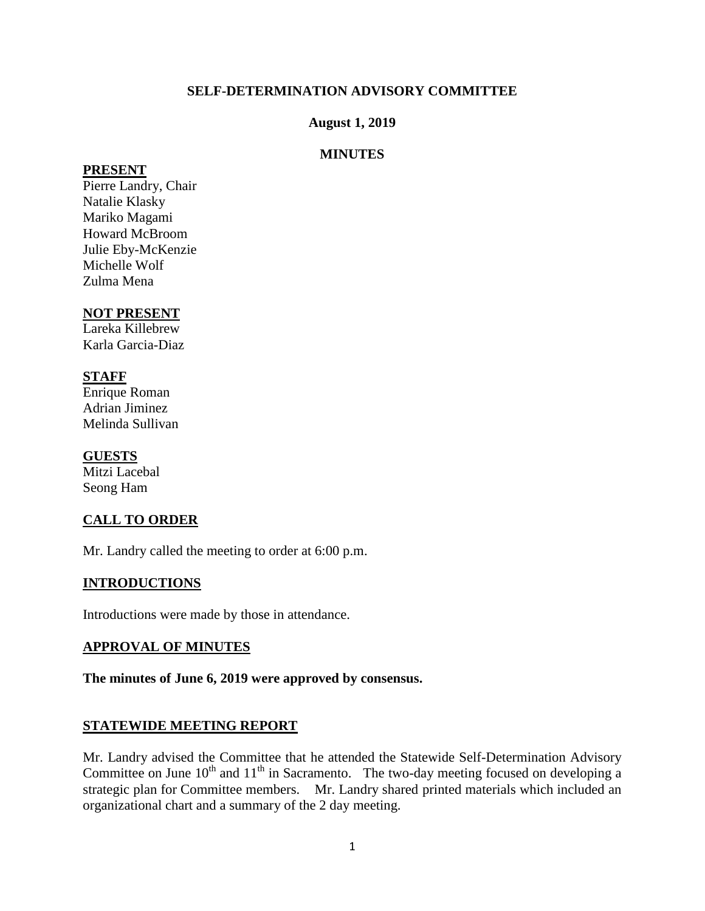# SELF-DETERMINATION ADVISORY COMMITTEE

**August 1, 2019**

**MINUTES**

**PRESENT**

Pierre Landry, Chair
Natalie Klasky
Mariko Magami
Howard McBroom
Julie Eby-McKenzie
Michelle Wolf
Zulma Mena

**NOT PRESENT**

Lareka Killebrew
Karla Garcia-Diaz

**STAFF**

Enrique Roman
Adrian Jiminez
Melinda Sullivan

**GUESTS**

Mitzi Lacebal
Seong Ham

## CALL TO ORDER

Mr. Landry called the meeting to order at 6:00 p.m.

## INTRODUCTIONS

Introductions were made by those in attendance.

## APPROVAL OF MINUTES

**The minutes of June 6, 2019 were approved by consensus.**

## STATEWIDE MEETING REPORT

Mr. Landry advised the Committee that he attended the Statewide Self-Determination Advisory Committee on June 10th and 11th in Sacramento. The two-day meeting focused on developing a strategic plan for Committee members. Mr. Landry shared printed materials which included an organizational chart and a summary of the 2 day meeting.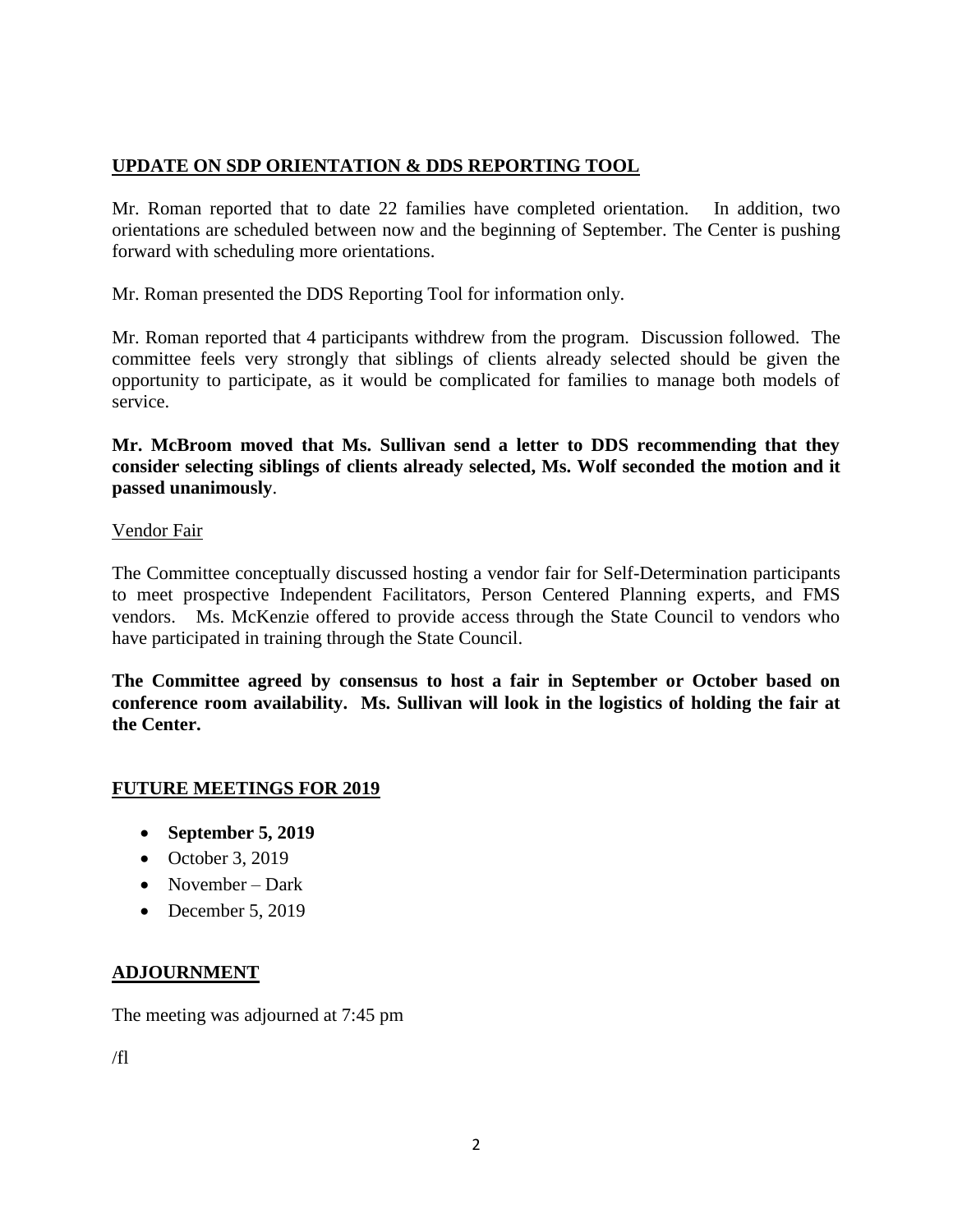## UPDATE ON SDP ORIENTATION & DDS REPORTING TOOL

Mr. Roman reported that to date 22 families have completed orientation. In addition, two orientations are scheduled between now and the beginning of September. The Center is pushing forward with scheduling more orientations.

Mr. Roman presented the DDS Reporting Tool for information only.

Mr. Roman reported that 4 participants withdrew from the program. Discussion followed. The committee feels very strongly that siblings of clients already selected should be given the opportunity to participate, as it would be complicated for families to manage both models of service.

**Mr. McBroom moved that Ms. Sullivan send a letter to DDS recommending that they consider selecting siblings of clients already selected, Ms. Wolf seconded the motion and it passed unanimously**.

Vendor Fair

The Committee conceptually discussed hosting a vendor fair for Self-Determination participants to meet prospective Independent Facilitators, Person Centered Planning experts, and FMS vendors. Ms. McKenzie offered to provide access through the State Council to vendors who have participated in training through the State Council.

**The Committee agreed by consensus to host a fair in September or October based on conference room availability. Ms. Sullivan will look in the logistics of holding the fair at the Center.**

## FUTURE MEETINGS FOR 2019

- **September 5, 2019**
- October 3, 2019
- November – Dark
- December 5, 2019

## ADJOURNMENT

The meeting was adjourned at 7:45 pm

/fl